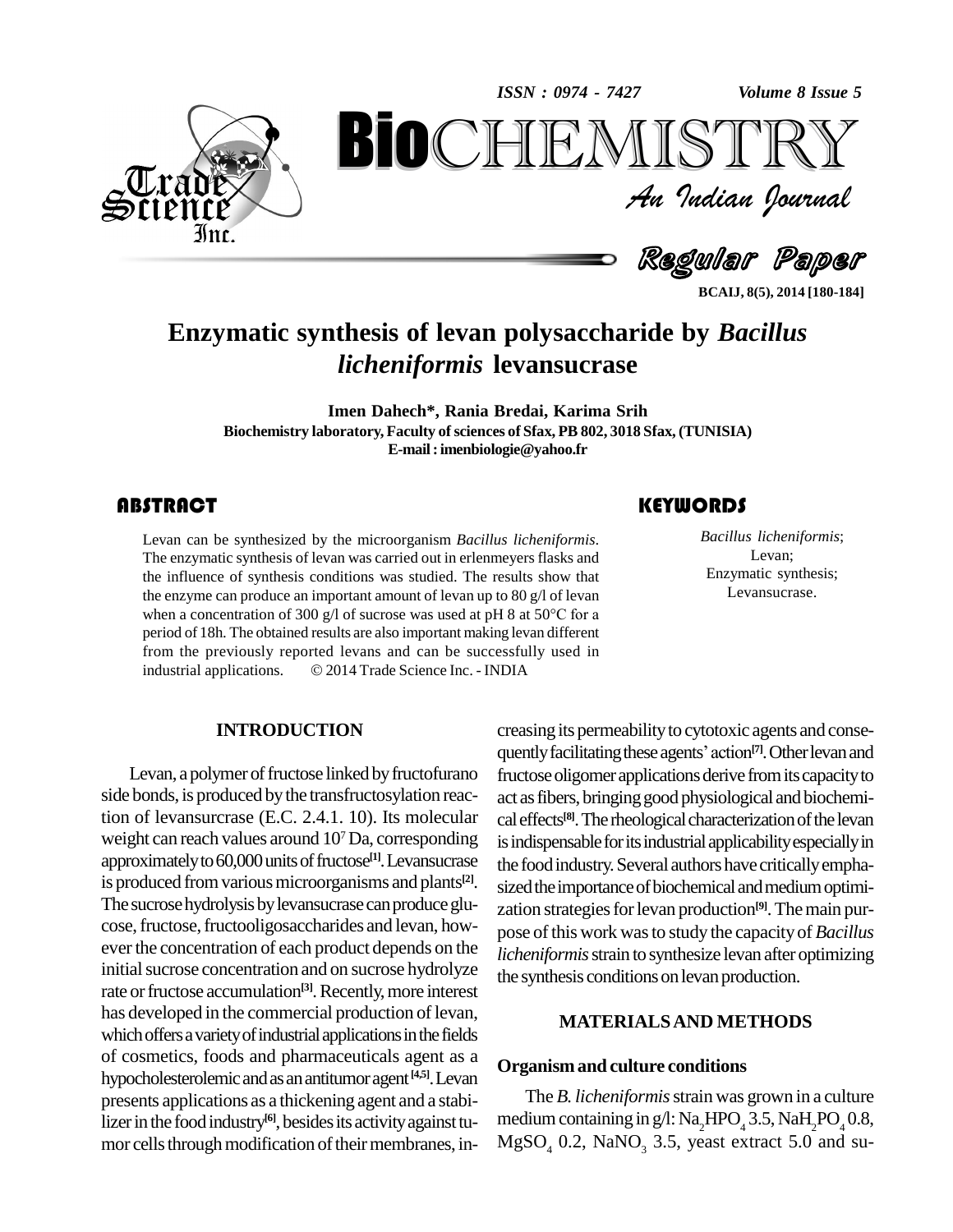# Enzymatic synthesis of levan polysaccharide by *Bacillus licheniformis* levansucrase

**Imen Dahech*, Rania Bredai, Karima Srih**

**Biochemistry laboratory, Faculty of sciences of Sfax, PB 802, 3018 Sfax, (TUNISIA)**

**E-mail : imenbiologie@yahoo.fr**

## ABSTRACT

Levan can be synthesized by the microorganism *Bacillus licheniformis*. The enzymatic synthesis of levan was carried out in erlenmeyers flasks and the influence of synthesis conditions was studied. The results show that the enzyme can produce an important amount of levan up to 80 g/l of levan when a concentration of 300 g/l of sucrose was used at pH 8 at 50°C for a period of 18h. The obtained results are also important making levan different from the previously reported levans and can be successfully used in industrial applications. © 2014 Trade Science Inc. - INDIA

## KEYWORDS

*Bacillus licheniformis*;
Levan;
Enzymatic synthesis;
Levansucrase.

## INTRODUCTION

Levan, a polymer of fructose linked by fructofurano side bonds, is produced by the transfructosylation reaction of levansurcrase (E.C. 2.4.1. 10). Its molecular weight can reach values around $10^7$ Da, corresponding approximately to 60,000 units of fructose[1]. Levansucrase is produced from various microorganisms and plants[2]. The sucrose hydrolysis by levansucrase can produce glucose, fructose, fructooligosaccharides and levan, however the concentration of each product depends on the initial sucrose concentration and on sucrose hydrolyze rate or fructose accumulation[3]. Recently, more interest has developed in the commercial production of levan, which offers a variety of industrial applications in the fields of cosmetics, foods and pharmaceuticals agent as a hypocholesterolemic and as an antitumor agent [4,5]. Levan presents applications as a thickening agent and a stabilizer in the food industry[6], besides its activity against tumor cells through modification of their membranes, increasing its permeability to cytotoxic agents and consequently facilitating these agents' action[7]. Other levan and fructose oligomer applications derive from its capacity to act as fibers, bringing good physiological and biochemical effects[8]. The rheological characterization of the levan is indispensable for its industrial applicability especially in the food industry. Several authors have critically emphasized the importance of biochemical and medium optimization strategies for levan production[9]. The main purpose of this work was to study the capacity of *Bacillus licheniformis* strain to synthesize levan after optimizing the synthesis conditions on levan production.

## MATERIALS AND METHODS

### Organism and culture conditions

The *B. licheniformis* strain was grown in a culture medium containing in g/l: $Na_2HPO_4$ 3.5, $NaH_2PO_4$ 0.8, $MgSO_4$ 0.2, $NaNO_3$ 3.5, yeast extract 5.0 and su-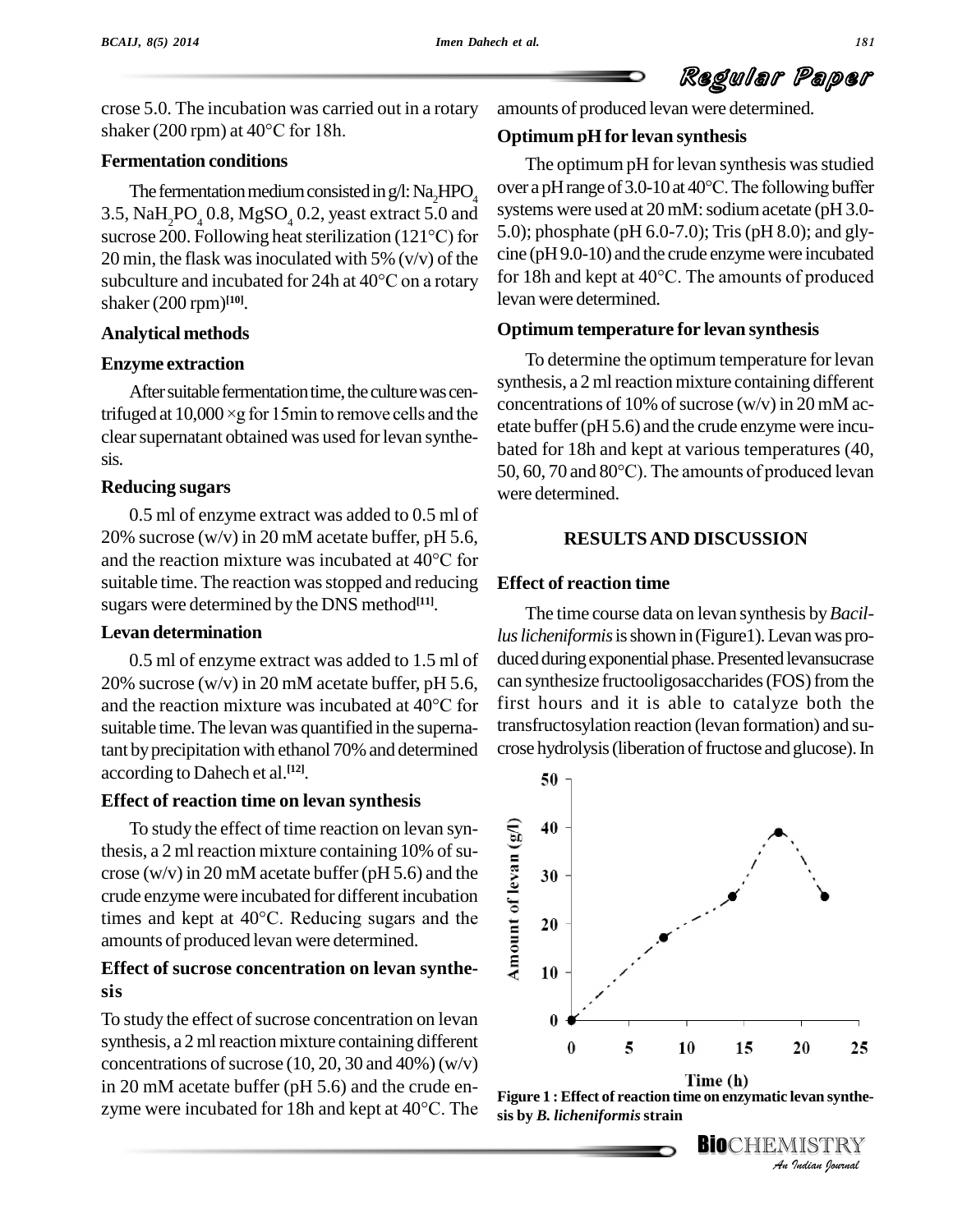crose 5.0. The incubation was carried out in a rotary shaker (200 rpm) at 40°C for 18h.

### Fermentation conditions

The fermentation medium consisted in g/l: $Na_2HPO_4$ 3.5, $NaH_2PO_4$ 0.8, $MgSO_4$ 0.2, yeast extract 5.0 and sucrose 200. Following heat sterilization (121°C) for 20 min, the flask was inoculated with 5% (v/v) of the subculture and incubated for 24h at 40°C on a rotary shaker (200 rpm)[10].

### Analytical methods

### Enzyme extraction

After suitable fermentation time, the culture was centrifuged at 10,000 ×g for 15min to remove cells and the clear supernatant obtained was used for levan synthesis.

### Reducing sugars

0.5 ml of enzyme extract was added to 0.5 ml of 20% sucrose (w/v) in 20 mM acetate buffer, pH 5.6, and the reaction mixture was incubated at 40°C for suitable time. The reaction was stopped and reducing sugars were determined by the DNS method[11].

### Levan determination

0.5 ml of enzyme extract was added to 1.5 ml of 20% sucrose (w/v) in 20 mM acetate buffer, pH 5.6, and the reaction mixture was incubated at 40°C for suitable time. The levan was quantified in the supernatant by precipitation with ethanol 70% and determined according to Dahech et al.[12].

### Effect of reaction time on levan synthesis

To study the effect of time reaction on levan synthesis, a 2 ml reaction mixture containing 10% of sucrose (w/v) in 20 mM acetate buffer (pH 5.6) and the crude enzyme were incubated for different incubation times and kept at 40°C. Reducing sugars and the amounts of produced levan were determined.

### Effect of sucrose concentration on levan synthesis

To study the effect of sucrose concentration on levan synthesis, a 2 ml reaction mixture containing different concentrations of sucrose (10, 20, 30 and 40%) (w/v) in 20 mM acetate buffer (pH 5.6) and the crude enzyme were incubated for 18h and kept at 40°C. The amounts of produced levan were determined.

### Optimum pH for levan synthesis

The optimum pH for levan synthesis was studied over a pH range of 3.0-10 at 40°C. The following buffer systems were used at 20 mM: sodium acetate (pH 3.0-5.0); phosphate (pH 6.0-7.0); Tris (pH 8.0); and glycine (pH 9.0-10) and the crude enzyme were incubated for 18h and kept at 40°C. The amounts of produced levan were determined.

### Optimum temperature for levan synthesis

To determine the optimum temperature for levan synthesis, a 2 ml reaction mixture containing different concentrations of 10% of sucrose (w/v) in 20 mM acetate buffer (pH 5.6) and the crude enzyme were incubated for 18h and kept at various temperatures (40, 50, 60, 70 and 80°C). The amounts of produced levan were determined.

## RESULTS AND DISCUSSION

### Effect of reaction time

The time course data on levan synthesis by *Bacillus licheniformis* is shown in (Figure1). Levan was produced during exponential phase. Presented levansucrase can synthesize fructooligosaccharides (FOS) from the first hours and it is able to catalyze both the transfructosylation reaction (levan formation) and sucrose hydrolysis (liberation of fructose and glucose). In

**Figure 1 : Effect of reaction time on enzymatic levan synthesis by *B. licheniformis* strain**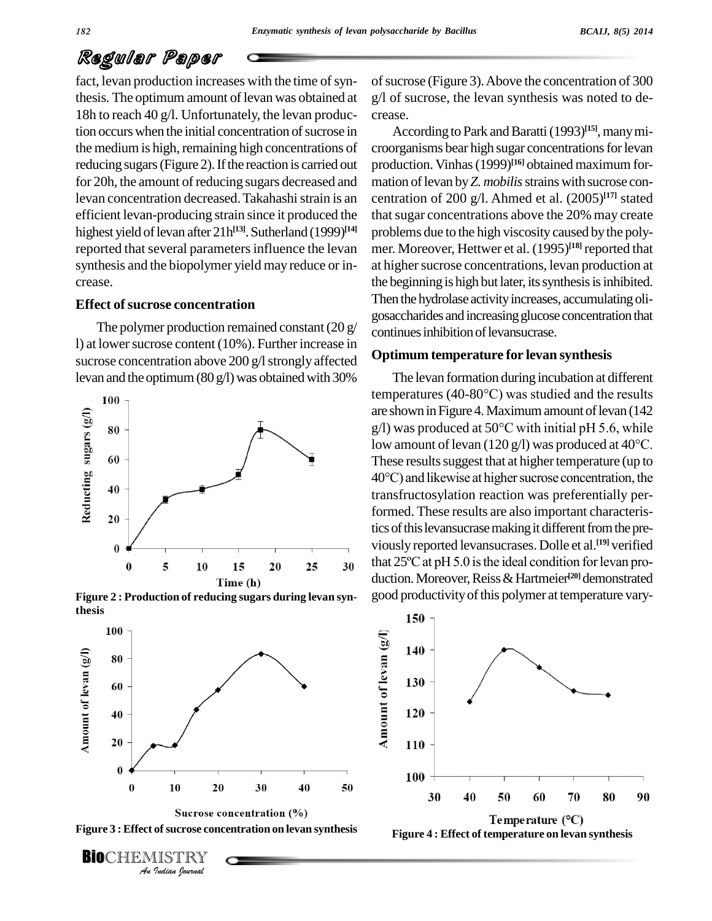fact, levan production increases with the time of synthesis. The optimum amount of levan was obtained at 18h to reach 40 g/l. Unfortunately, the levan production occurs when the initial concentration of sucrose in the medium is high, remaining high concentrations of reducing sugars (Figure 2). If the reaction is carried out for 20h, the amount of reducing sugars decreased and levan concentration decreased. Takahashi strain is an efficient levan-producing strain since it produced the highest yield of levan after 21h[13]. Sutherland (1999)[14] reported that several parameters influence the levan synthesis and the biopolymer yield may reduce or increase.

### Effect of sucrose concentration

The polymer production remained constant (20 g/l) at lower sucrose content (10%). Further increase in sucrose concentration above 200 g/l strongly affected levan and the optimum (80 g/l) was obtained with 30% of sucrose (Figure 3). Above the concentration of 300 g/l of sucrose, the levan synthesis was noted to decrease.

Figure 2 : Production of reducing sugars during levan synthesis

Figure 3 : Effect of sucrose concentration on levan synthesis

According to Park and Baratti (1993)[15], many microorganisms bear high sugar concentrations for levan production. Vinhas (1999)[16] obtained maximum formation of levan by *Z. mobilis* strains with sucrose concentration of 200 g/l. Ahmed et al. (2005)[17] stated that sugar concentrations above the 20% may create problems due to the high viscosity caused by the polymer. Moreover, Hettwer et al. (1995)[18] reported that at higher sucrose concentrations, levan production at the beginning is high but later, its synthesis is inhibited. Then the hydrolase activity increases, accumulating oligosaccharides and increasing glucose concentration that continues inhibition of levansucrase.

### Optimum temperature for levan synthesis

The levan formation during incubation at different temperatures (40-80°C) was studied and the results are shown in Figure 4. Maximum amount of levan (142 g/l) was produced at 50°C with initial pH 5.6, while low amount of levan (120 g/l) was produced at 40°C. These results suggest that at higher temperature (up to 40°C) and likewise at higher sucrose concentration, the transfructosylation reaction was preferentially performed. These results are also important characteristics of this levansucrase making it different from the previously reported levansucrases. Dolle et al.[19] verified that 25ºC at pH 5.0 is the ideal condition for levan production. Moreover, Reiss & Hartmeier[20] demonstrated good productivity of this polymer at temperature vary-

Figure 4 : Effect of temperature on levan synthesis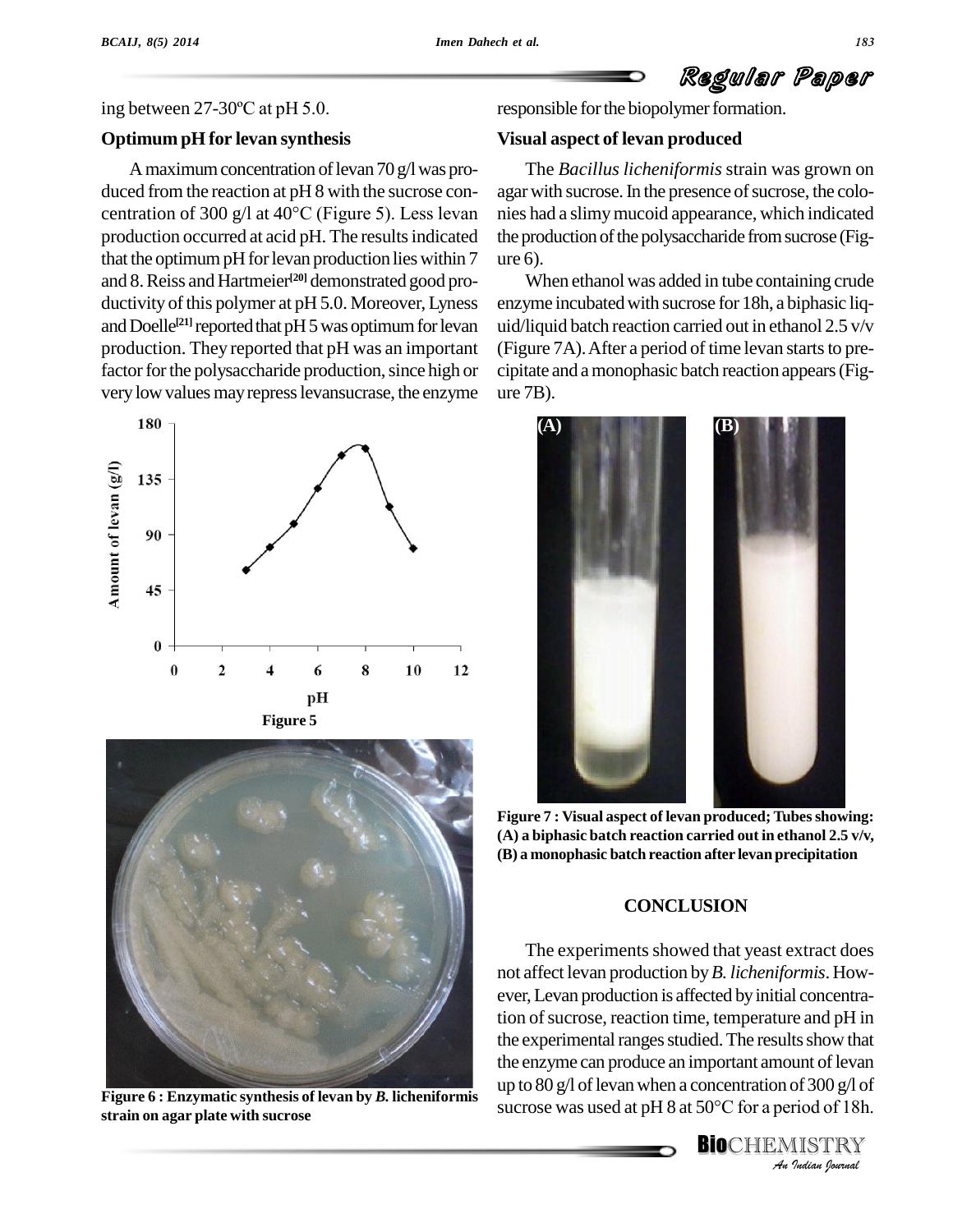ing between 27-30ºC at pH 5.0.

### Optimum pH for levan synthesis

A maximum concentration of levan 70 g/l was produced from the reaction at pH 8 with the sucrose concentration of 300 g/l at 40°C (Figure 5). Less levan production occurred at acid pH. The results indicated that the optimum pH for levan production lies within 7 and 8. Reiss and Hartmeier[20] demonstrated good productivity of this polymer at pH 5.0. Moreover, Lyness and Doelle[21] reported that pH 5 was optimum for levan production. They reported that pH was an important factor for the polysaccharide production, since high or very low values may repress levansucrase, the enzyme responsible for the biopolymer formation.

Figure 5

Figure 6 : Enzymatic synthesis of levan by *B.* licheniformis strain on agar plate with sucrose

### Visual aspect of levan produced

The *Bacillus licheniformis* strain was grown on agar with sucrose. In the presence of sucrose, the colonies had a slimy mucoid appearance, which indicated the production of the polysaccharide from sucrose (Figure 6).

When ethanol was added in tube containing crude enzyme incubated with sucrose for 18h, a biphasic liquid/liquid batch reaction carried out in ethanol 2.5 v/v (Figure 7A). After a period of time levan starts to precipitate and a monophasic batch reaction appears (Figure 7B).

Figure 7 : Visual aspect of levan produced; Tubes showing: (A) a biphasic batch reaction carried out in ethanol 2.5 v/v, (B) a monophasic batch reaction after levan precipitation

## CONCLUSION

The experiments showed that yeast extract does not affect levan production by *B. licheniformis*. However, Levan production is affected by initial concentration of sucrose, reaction time, temperature and pH in the experimental ranges studied. The results show that the enzyme can produce an important amount of levan up to 80 g/l of levan when a concentration of 300 g/l of sucrose was used at pH 8 at 50°C for a period of 18h.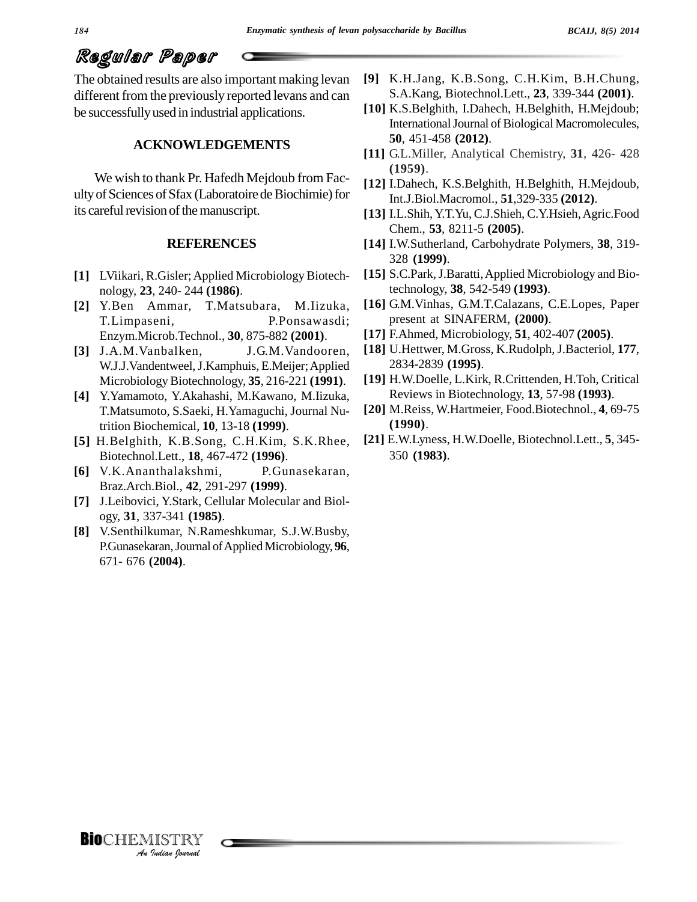The obtained results are also important making levan different from the previously reported levans and can be successfully used in industrial applications.

## ACKNOWLEDGEMENTS

We wish to thank Pr. Hafedh Mejdoub from Faculty of Sciences of Sfax (Laboratoire de Biochimie) for its careful revision of the manuscript.

## REFERENCES

**[1]** LViikari, R.Gisler; Applied Microbiology Biotechnology, **23**, 240- 244 **(1986)**.

**[2]** Y.Ben Ammar, T.Matsubara, M.Iizuka, T.Limpaseni, P.Ponsawasdi; Enzym.Microb.Technol., **30**, 875-882 **(2001)**.

**[3]** J.A.M.Vanbalken, J.G.M.Vandooren, W.J.J.Vandentweel, J.Kamphuis, E.Meijer; Applied Microbiology Biotechnology, **35**, 216-221 **(1991)**.

**[4]** Y.Yamamoto, Y.Akahashi, M.Kawano, M.Iizuka, T.Matsumoto, S.Saeki, H.Yamaguchi, Journal Nutrition Biochemical, **10**, 13-18 **(1999)**.

**[5]** H.Belghith, K.B.Song, C.H.Kim, S.K.Rhee, Biotechnol.Lett., **18**, 467-472 **(1996)**.

**[6]** V.K.Ananthalakshmi, P.Gunasekaran, Braz.Arch.Biol., **42**, 291-297 **(1999)**.

**[7]** J.Leibovici, Y.Stark, Cellular Molecular and Biology, **31**, 337-341 **(1985)**.

**[8]** V.Senthilkumar, N.Rameshkumar, S.J.W.Busby, P.Gunasekaran, Journal of Applied Microbiology, **96**, 671- 676 **(2004)**.

**[9]** K.H.Jang, K.B.Song, C.H.Kim, B.H.Chung, S.A.Kang, Biotechnol.Lett., **23**, 339-344 **(2001)**.

**[10]** K.S.Belghith, I.Dahech, H.Belghith, H.Mejdoub; International Journal of Biological Macromolecules, **50**, 451-458 **(2012)**.

**[11]** G.L.Miller, Analytical Chemistry, **31**, 426- 428 **(1959)**.

**[12]** I.Dahech, K.S.Belghith, H.Belghith, H.Mejdoub, Int.J.Biol.Macromol., **51**,329-335 **(2012)**.

**[13]** I.L.Shih, Y.T.Yu, C.J.Shieh, C.Y.Hsieh, Agric.Food Chem., **53**, 8211-5 **(2005)**.

**[14]** I.W.Sutherland, Carbohydrate Polymers, **38**, 319-328 **(1999)**.

**[15]** S.C.Park, J.Baratti, Applied Microbiology and Biotechnology, **38**, 542-549 **(1993)**.

**[16]** G.M.Vinhas, G.M.T.Calazans, C.E.Lopes, Paper present at SINAFERM, **(2000)**.

**[17]** F.Ahmed, Microbiology, **51**, 402-407 **(2005)**.

**[18]** U.Hettwer, M.Gross, K.Rudolph, J.Bacteriol, **177**, 2834-2839 **(1995)**.

**[19]** H.W.Doelle, L.Kirk, R.Crittenden, H.Toh, Critical Reviews in Biotechnology, **13**, 57-98 **(1993)**.

**[20]** M.Reiss, W.Hartmeier, Food.Biotechnol., **4**, 69-75 **(1990)**.

**[21]** E.W.Lyness, H.W.Doelle, Biotechnol.Lett., **5**, 345-350 **(1983)**.